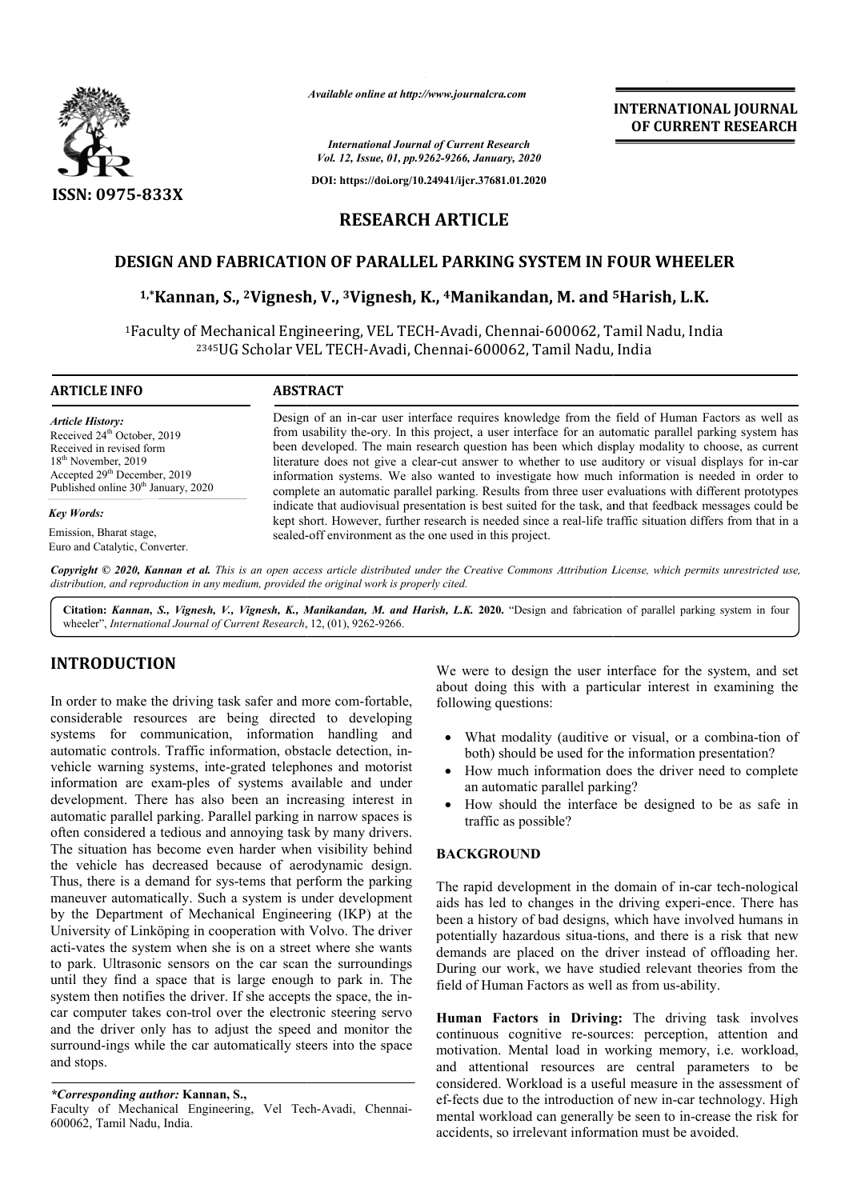*Available online at http://www.journalcra.com*

*International Journal of Current Research*
*Vol. 12, Issue, 01, pp.9262-9266, January, 2020*

**DOI: https://doi.org/10.24941/ijcr.37681.01.2020**

**INTERNATIONAL JOURNAL OF CURRENT RESEARCH**

**ISSN: 0975-833X**

## RESEARCH ARTICLE

# DESIGN AND FABRICATION OF PARALLEL PARKING SYSTEM IN FOUR WHEELER

**[1,*]Kannan, S., [2]Vignesh, V., [3]Vignesh, K., [4]Manikandan, M. and [5]Harish, L.K.**

[1]Faculty of Mechanical Engineering, VEL TECH-Avadi, Chennai-600062, Tamil Nadu, India
[2345]UG Scholar VEL TECH-Avadi, Chennai-600062, Tamil Nadu, India

### ARTICLE INFO

*Article History:*
Received 24th October, 2019
Received in revised form
18th November, 2019
Accepted 29th December, 2019
Published online 30th January, 2020

*Key Words:*
Emission, Bharat stage,
Euro and Catalytic, Converter.

### ABSTRACT

Design of an in-car user interface requires knowledge from the field of Human Factors as well as from usability the-ory. In this project, a user interface for an automatic parallel parking system has been developed. The main research question has been which display modality to choose, as current literature does not give a clear-cut answer to whether to use auditory or visual displays for in-car information systems. We also wanted to investigate how much information is needed in order to complete an automatic parallel parking. Results from three user evaluations with different prototypes indicate that audiovisual presentation is best suited for the task, and that feedback messages could be kept short. However, further research is needed since a real-life traffic situation differs from that in a sealed-off environment as the one used in this project.

*Copyright © 2020, Kannan et al. This is an open access article distributed under the Creative Commons Attribution License, which permits unrestricted use, distribution, and reproduction in any medium, provided the original work is properly cited.*

**Citation:** *Kannan, S., Vignesh, V., Vignesh, K., Manikandan, M. and Harish, L.K.* **2020.** "Design and fabrication of parallel parking system in four wheeler", *International Journal of Current Research*, 12, (01), 9262-9266.

## INTRODUCTION

In order to make the driving task safer and more com-fortable, considerable resources are being directed to developing systems for communication, information handling and automatic controls. Traffic information, obstacle detection, in-vehicle warning systems, inte-grated telephones and motorist information are exam-ples of systems available and under development. There has also been an increasing interest in automatic parallel parking. Parallel parking in narrow spaces is often considered a tedious and annoying task by many drivers. The situation has become even harder when visibility behind the vehicle has decreased because of aerodynamic design. Thus, there is a demand for sys-tems that perform the parking maneuver automatically. Such a system is under development by the Department of Mechanical Engineering (IKP) at the University of Linköping in cooperation with Volvo. The driver acti-vates the system when she is on a street where she wants to park. Ultrasonic sensors on the car scan the surroundings until they find a space that is large enough to park in. The system then notifies the driver. If she accepts the space, the in-car computer takes con-trol over the electronic steering servo and the driver only has to adjust the speed and monitor the surround-ings while the car automatically steers into the space and stops.

We were to design the user interface for the system, and set about doing this with a particular interest in examining the following questions:

- What modality (auditive or visual, or a combina-tion of both) should be used for the information presentation?
- How much information does the driver need to complete an automatic parallel parking?
- How should the interface be designed to be as safe in traffic as possible?

## BACKGROUND

The rapid development in the domain of in-car tech-nological aids has led to changes in the driving experi-ence. There has been a history of bad designs, which have involved humans in potentially hazardous situa-tions, and there is a risk that new demands are placed on the driver instead of offloading her. During our work, we have studied relevant theories from the field of Human Factors as well as from us-ability.

**Human Factors in Driving:** The driving task involves continuous cognitive re-sources: perception, attention and motivation. Mental load in working memory, i.e. workload, and attentional resources are central parameters to be considered. Workload is a useful measure in the assessment of ef-fects due to the introduction of new in-car technology. High mental workload can generally be seen to in-crease the risk for accidents, so irrelevant information must be avoided.

*\*Corresponding author:* **Kannan, S.,**
Faculty of Mechanical Engineering, Vel Tech-Avadi, Chennai-600062, Tamil Nadu, India.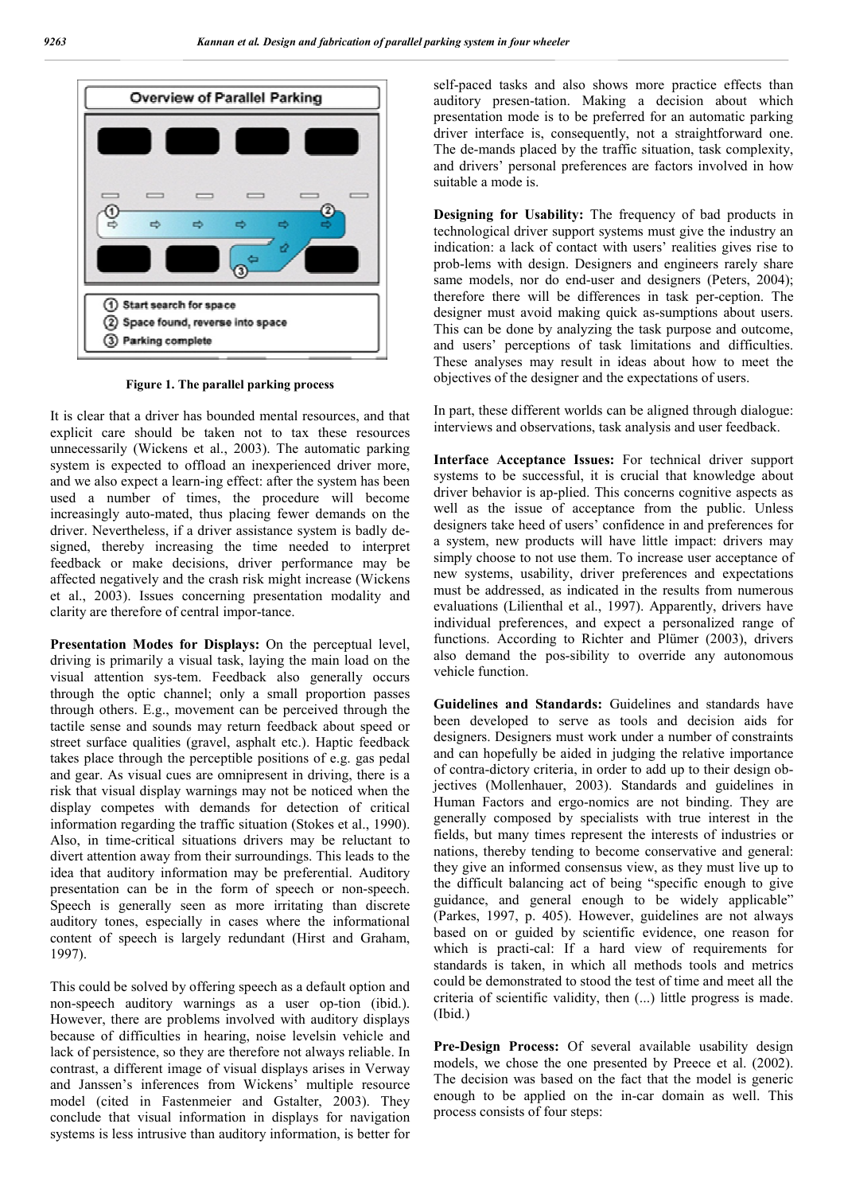Figure 1. The parallel parking process

It is clear that a driver has bounded mental resources, and that explicit care should be taken not to tax these resources unnecessarily (Wickens et al., 2003). The automatic parking system is expected to offload an inexperienced driver more, and we also expect a learn-ing effect: after the system has been used a number of times, the procedure will become increasingly auto-mated, thus placing fewer demands on the driver. Nevertheless, if a driver assistance system is badly de-signed, thereby increasing the time needed to interpret feedback or make decisions, driver performance may be affected negatively and the crash risk might increase (Wickens et al., 2003). Issues concerning presentation modality and clarity are therefore of central impor-tance.

**Presentation Modes for Displays:** On the perceptual level, driving is primarily a visual task, laying the main load on the visual attention sys-tem. Feedback also generally occurs through the optic channel; only a small proportion passes through others. E.g., movement can be perceived through the tactile sense and sounds may return feedback about speed or street surface qualities (gravel, asphalt etc.). Haptic feedback takes place through the perceptible positions of e.g. gas pedal and gear. As visual cues are omnipresent in driving, there is a risk that visual display warnings may not be noticed when the display competes with demands for detection of critical information regarding the traffic situation (Stokes et al., 1990). Also, in time-critical situations drivers may be reluctant to divert attention away from their surroundings. This leads to the idea that auditory information may be preferential. Auditory presentation can be in the form of speech or non-speech. Speech is generally seen as more irritating than discrete auditory tones, especially in cases where the informational content of speech is largely redundant (Hirst and Graham, 1997).

This could be solved by offering speech as a default option and non-speech auditory warnings as a user op-tion (ibid.). However, there are problems involved with auditory displays because of difficulties in hearing, noise levelsin vehicle and lack of persistence, so they are therefore not always reliable. In contrast, a different image of visual displays arises in Verway and Janssen's inferences from Wickens' multiple resource model (cited in Fastenmeier and Gstalter, 2003). They conclude that visual information in displays for navigation systems is less intrusive than auditory information, is better for self-paced tasks and also shows more practice effects than auditory presen-tation. Making a decision about which presentation mode is to be preferred for an automatic parking driver interface is, consequently, not a straightforward one. The de-mands placed by the traffic situation, task complexity, and drivers' personal preferences are factors involved in how suitable a mode is.

**Designing for Usability:** The frequency of bad products in technological driver support systems must give the industry an indication: a lack of contact with users' realities gives rise to prob-lems with design. Designers and engineers rarely share same models, nor do end-user and designers (Peters, 2004); therefore there will be differences in task per-ception. The designer must avoid making quick as-sumptions about users. This can be done by analyzing the task purpose and outcome, and users' perceptions of task limitations and difficulties. These analyses may result in ideas about how to meet the objectives of the designer and the expectations of users.

In part, these different worlds can be aligned through dialogue: interviews and observations, task analysis and user feedback.

**Interface Acceptance Issues:** For technical driver support systems to be successful, it is crucial that knowledge about driver behavior is ap-plied. This concerns cognitive aspects as well as the issue of acceptance from the public. Unless designers take heed of users' confidence in and preferences for a system, new products will have little impact: drivers may simply choose to not use them. To increase user acceptance of new systems, usability, driver preferences and expectations must be addressed, as indicated in the results from numerous evaluations (Lilienthal et al., 1997). Apparently, drivers have individual preferences, and expect a personalized range of functions. According to Richter and Plümer (2003), drivers also demand the pos-sibility to override any autonomous vehicle function.

**Guidelines and Standards:** Guidelines and standards have been developed to serve as tools and decision aids for designers. Designers must work under a number of constraints and can hopefully be aided in judging the relative importance of contra-dictory criteria, in order to add up to their design ob-jectives (Mollenhauer, 2003). Standards and guidelines in Human Factors and ergo-nomics are not binding. They are generally composed by specialists with true interest in the fields, but many times represent the interests of industries or nations, thereby tending to become conservative and general: they give an informed consensus view, as they must live up to the difficult balancing act of being "specific enough to give guidance, and general enough to be widely applicable" (Parkes, 1997, p. 405). However, guidelines are not always based on or guided by scientific evidence, one reason for which is practi-cal: If a hard view of requirements for standards is taken, in which all methods tools and metrics could be demonstrated to stood the test of time and meet all the criteria of scientific validity, then (...) little progress is made. (Ibid.)

**Pre-Design Process:** Of several available usability design models, we chose the one presented by Preece et al. (2002). The decision was based on the fact that the model is generic enough to be applied on the in-car domain as well. This process consists of four steps: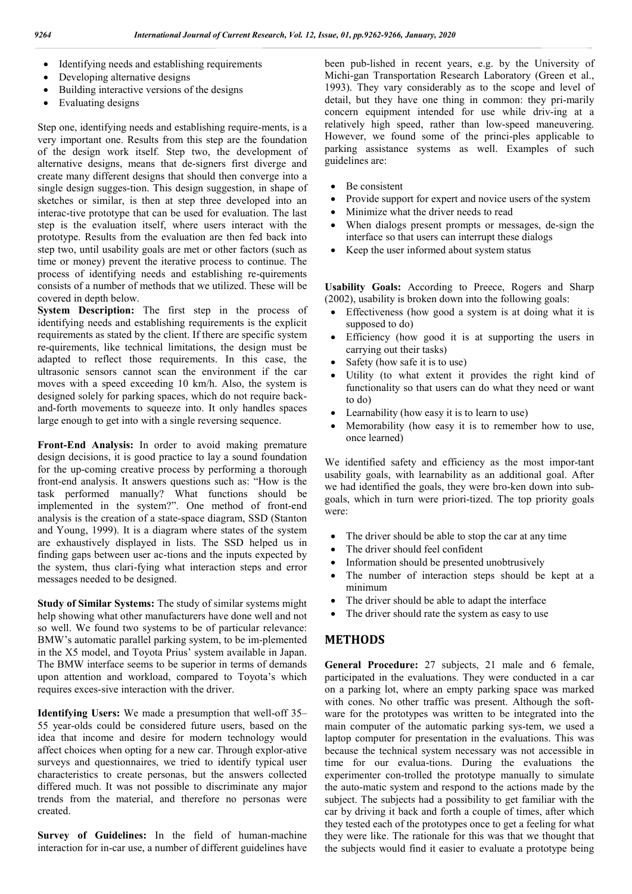- Identifying needs and establishing requirements
- Developing alternative designs
- Building interactive versions of the designs
- Evaluating designs

Step one, identifying needs and establishing require-ments, is a very important one. Results from this step are the foundation of the design work itself. Step two, the development of alternative designs, means that de-signers first diverge and create many different designs that should then converge into a single design sugges-tion. This design suggestion, in shape of sketches or similar, is then at step three developed into an interac-tive prototype that can be used for evaluation. The last step is the evaluation itself, where users interact with the prototype. Results from the evaluation are then fed back into step two, until usability goals are met or other factors (such as time or money) prevent the iterative process to continue. The process of identifying needs and establishing re-quirements consists of a number of methods that we utilized. These will be covered in depth below.

**System Description:** The first step in the process of identifying needs and establishing requirements is the explicit requirements as stated by the client. If there are specific system re-quirements, like technical limitations, the design must be adapted to reflect those requirements. In this case, the ultrasonic sensors cannot scan the environment if the car moves with a speed exceeding 10 km/h. Also, the system is designed solely for parking spaces, which do not require back-and-forth movements to squeeze into. It only handles spaces large enough to get into with a single reversing sequence.

**Front-End Analysis:** In order to avoid making premature design decisions, it is good practice to lay a sound foundation for the up-coming creative process by performing a thorough front-end analysis. It answers questions such as: "How is the task performed manually? What functions should be implemented in the system?". One method of front-end analysis is the creation of a state-space diagram, SSD (Stanton and Young, 1999). It is a diagram where states of the system are exhaustively displayed in lists. The SSD helped us in finding gaps between user ac-tions and the inputs expected by the system, thus clari-fying what interaction steps and error messages needed to be designed.

**Study of Similar Systems:** The study of similar systems might help showing what other manufacturers have done well and not so well. We found two systems to be of particular relevance: BMW's automatic parallel parking system, to be im-plemented in the X5 model, and Toyota Prius' system available in Japan. The BMW interface seems to be superior in terms of demands upon attention and workload, compared to Toyota's which requires exces-sive interaction with the driver.

**Identifying Users:** We made a presumption that well-off 35–55 year-olds could be considered future users, based on the idea that income and desire for modern technology would affect choices when opting for a new car. Through explor-ative surveys and questionnaires, we tried to identify typical user characteristics to create personas, but the answers collected differed much. It was not possible to discriminate any major trends from the material, and therefore no personas were created.

**Survey of Guidelines:** In the field of human-machine interaction for in-car use, a number of different guidelines have been pub-lished in recent years, e.g. by the University of Michi-gan Transportation Research Laboratory (Green et al., 1993). They vary considerably as to the scope and level of detail, but they have one thing in common: they pri-marily concern equipment intended for use while driv-ing at a relatively high speed, rather than low-speed maneuvering. However, we found some of the princi-ples applicable to parking assistance systems as well. Examples of such guidelines are:

- Be consistent
- Provide support for expert and novice users of the system
- Minimize what the driver needs to read
- When dialogs present prompts or messages, de-sign the interface so that users can interrupt these dialogs
- Keep the user informed about system status

**Usability Goals:** According to Preece, Rogers and Sharp (2002), usability is broken down into the following goals:

- Effectiveness (how good a system is at doing what it is supposed to do)
- Efficiency (how good it is at supporting the users in carrying out their tasks)
- Safety (how safe it is to use)
- Utility (to what extent it provides the right kind of functionality so that users can do what they need or want to do)
- Learnability (how easy it is to learn to use)
- Memorability (how easy it is to remember how to use, once learned)

We identified safety and efficiency as the most impor-tant usability goals, with learnability as an additional goal. After we had identified the goals, they were bro-ken down into sub-goals, which in turn were priori-tized. The top priority goals were:

- The driver should be able to stop the car at any time
- The driver should feel confident
- Information should be presented unobtrusively
- The number of interaction steps should be kept at a minimum
- The driver should be able to adapt the interface
- The driver should rate the system as easy to use

## METHODS

**General Procedure:** 27 subjects, 21 male and 6 female, participated in the evaluations. They were conducted in a car on a parking lot, where an empty parking space was marked with cones. No other traffic was present. Although the soft-ware for the prototypes was written to be integrated into the main computer of the automatic parking sys-tem, we used a laptop computer for presentation in the evaluations. This was because the technical system necessary was not accessible in time for our evalua-tions. During the evaluations the experimenter con-trolled the prototype manually to simulate the auto-matic system and respond to the actions made by the subject. The subjects had a possibility to get familiar with the car by driving it back and forth a couple of times, after which they tested each of the prototypes once to get a feeling for what they were like. The rationale for this was that we thought that the subjects would find it easier to evaluate a prototype being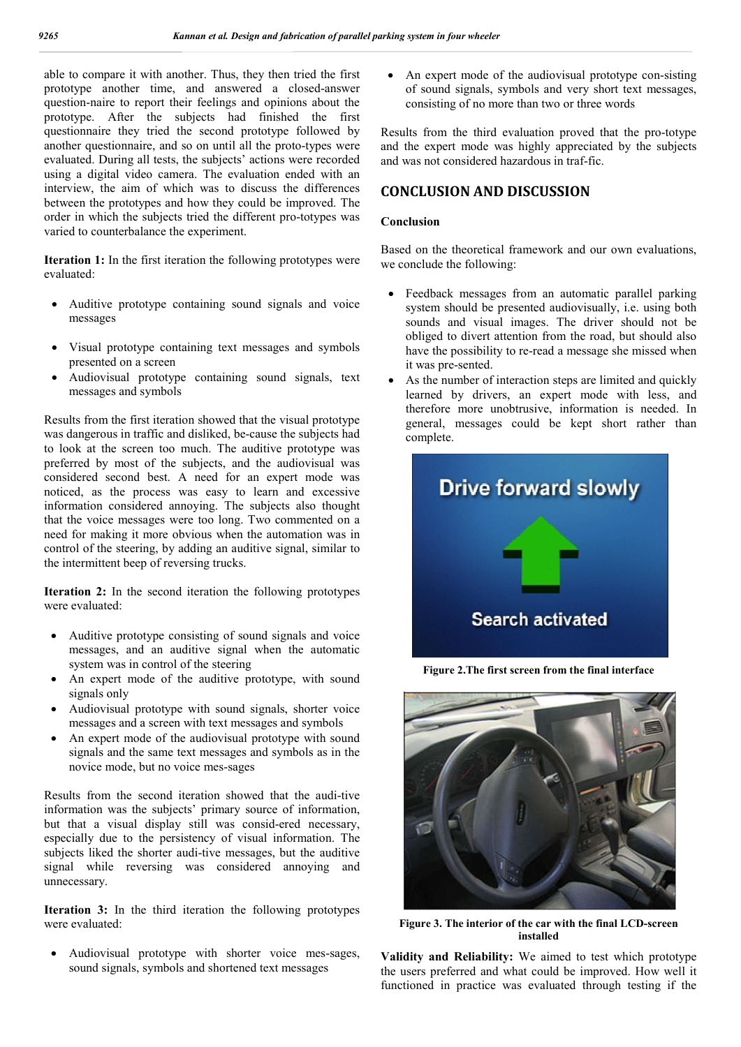able to compare it with another. Thus, they then tried the first prototype another time, and answered a closed-answer question-naire to report their feelings and opinions about the prototype. After the subjects had finished the first questionnaire they tried the second prototype followed by another questionnaire, and so on until all the proto-types were evaluated. During all tests, the subjects' actions were recorded using a digital video camera. The evaluation ended with an interview, the aim of which was to discuss the differences between the prototypes and how they could be improved. The order in which the subjects tried the different pro-totypes was varied to counterbalance the experiment.

**Iteration 1:** In the first iteration the following prototypes were evaluated:

- Auditive prototype containing sound signals and voice messages
- Visual prototype containing text messages and symbols presented on a screen
- Audiovisual prototype containing sound signals, text messages and symbols

Results from the first iteration showed that the visual prototype was dangerous in traffic and disliked, be-cause the subjects had to look at the screen too much. The auditive prototype was preferred by most of the subjects, and the audiovisual was considered second best. A need for an expert mode was noticed, as the process was easy to learn and excessive information considered annoying. The subjects also thought that the voice messages were too long. Two commented on a need for making it more obvious when the automation was in control of the steering, by adding an auditive signal, similar to the intermittent beep of reversing trucks.

**Iteration 2:** In the second iteration the following prototypes were evaluated:

- Auditive prototype consisting of sound signals and voice messages, and an auditive signal when the automatic system was in control of the steering
- An expert mode of the auditive prototype, with sound signals only
- Audiovisual prototype with sound signals, shorter voice messages and a screen with text messages and symbols
- An expert mode of the audiovisual prototype with sound signals and the same text messages and symbols as in the novice mode, but no voice mes-sages

Results from the second iteration showed that the audi-tive information was the subjects' primary source of information, but that a visual display still was consid-ered necessary, especially due to the persistency of visual information. The subjects liked the shorter audi-tive messages, but the auditive signal while reversing was considered annoying and unnecessary.

**Iteration 3:** In the third iteration the following prototypes were evaluated:

- Audiovisual prototype with shorter voice mes-sages, sound signals, symbols and shortened text messages
- An expert mode of the audiovisual prototype con-sisting of sound signals, symbols and very short text messages, consisting of no more than two or three words

Results from the third evaluation proved that the pro-totype and the expert mode was highly appreciated by the subjects and was not considered hazardous in traf-fic.

## CONCLUSION AND DISCUSSION

### Conclusion

Based on the theoretical framework and our own evaluations, we conclude the following:

- Feedback messages from an automatic parallel parking system should be presented audiovisually, i.e. using both sounds and visual images. The driver should not be obliged to divert attention from the road, but should also have the possibility to re-read a message she missed when it was pre-sented.
- As the number of interaction steps are limited and quickly learned by drivers, an expert mode with less, and therefore more unobtrusive, information is needed. In general, messages could be kept short rather than complete.

**Figure 2.The first screen from the final interface**

**Figure 3. The interior of the car with the final LCD-screen installed**

**Validity and Reliability:** We aimed to test which prototype the users preferred and what could be improved. How well it functioned in practice was evaluated through testing if the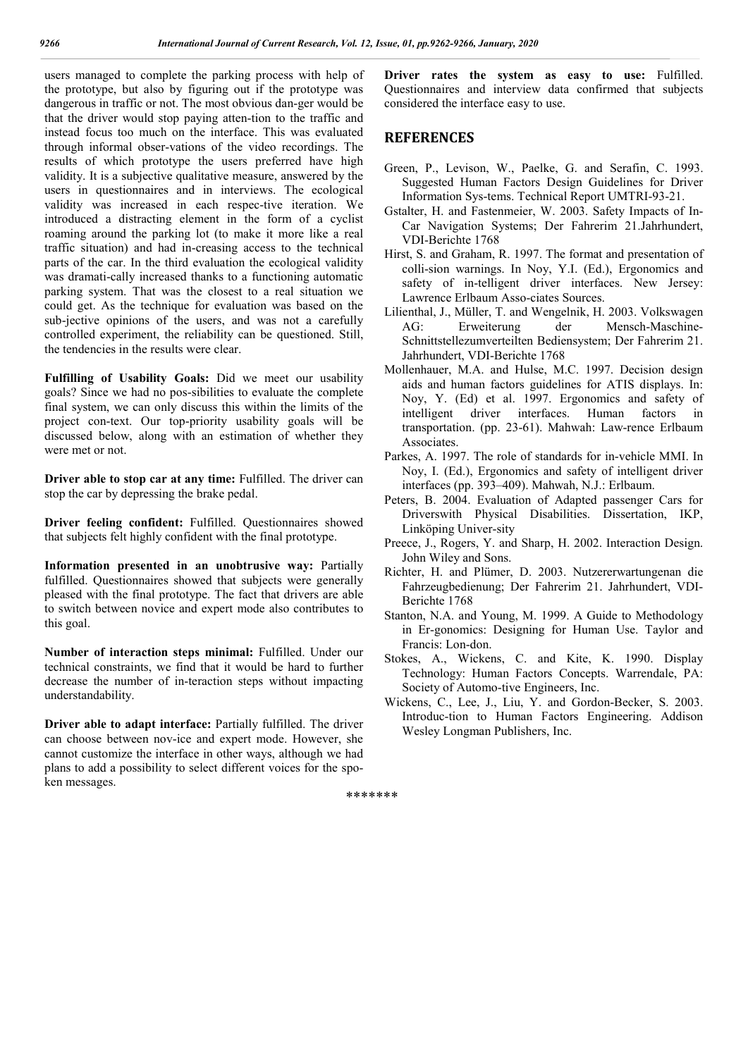users managed to complete the parking process with help of the prototype, but also by figuring out if the prototype was dangerous in traffic or not. The most obvious dan-ger would be that the driver would stop paying atten-tion to the traffic and instead focus too much on the interface. This was evaluated through informal obser-vations of the video recordings. The results of which prototype the users preferred have high validity. It is a subjective qualitative measure, answered by the users in questionnaires and in interviews. The ecological validity was increased in each respec-tive iteration. We introduced a distracting element in the form of a cyclist roaming around the parking lot (to make it more like a real traffic situation) and had in-creasing access to the technical parts of the car. In the third evaluation the ecological validity was dramati-cally increased thanks to a functioning automatic parking system. That was the closest to a real situation we could get. As the technique for evaluation was based on the sub-jective opinions of the users, and was not a carefully controlled experiment, the reliability can be questioned. Still, the tendencies in the results were clear.

**Fulfilling of Usability Goals:** Did we meet our usability goals? Since we had no pos-sibilities to evaluate the complete final system, we can only discuss this within the limits of the project con-text. Our top-priority usability goals will be discussed below, along with an estimation of whether they were met or not.

**Driver able to stop car at any time:** Fulfilled. The driver can stop the car by depressing the brake pedal.

**Driver feeling confident:** Fulfilled. Questionnaires showed that subjects felt highly confident with the final prototype.

**Information presented in an unobtrusive way:** Partially fulfilled. Questionnaires showed that subjects were generally pleased with the final prototype. The fact that drivers are able to switch between novice and expert mode also contributes to this goal.

**Number of interaction steps minimal:** Fulfilled. Under our technical constraints, we find that it would be hard to further decrease the number of in-teraction steps without impacting understandability.

**Driver able to adapt interface:** Partially fulfilled. The driver can choose between nov-ice and expert mode. However, she cannot customize the interface in other ways, although we had plans to add a possibility to select different voices for the spo-ken messages.

**Driver rates the system as easy to use:** Fulfilled. Questionnaires and interview data confirmed that subjects considered the interface easy to use.

## REFERENCES

Green, P., Levison, W., Paelke, G. and Serafin, C. 1993. Suggested Human Factors Design Guidelines for Driver Information Sys-tems. Technical Report UMTRI-93-21.

Gstalter, H. and Fastenmeier, W. 2003. Safety Impacts of In-Car Navigation Systems; Der Fahrerim 21.Jahrhundert, VDI-Berichte 1768

Hirst, S. and Graham, R. 1997. The format and presentation of colli-sion warnings. In Noy, Y.I. (Ed.), Ergonomics and safety of in-telligent driver interfaces. New Jersey: Lawrence Erlbaum Asso-ciates Sources.

Lilienthal, J., Müller, T. and Wengelnik, H. 2003. Volkswagen AG: Erweiterung der Mensch-Maschine-Schnittstellezumverteilten Bediensystem; Der Fahrerim 21. Jahrhundert, VDI-Berichte 1768

Mollenhauer, M.A. and Hulse, M.C. 1997. Decision design aids and human factors guidelines for ATIS displays. In: Noy, Y. (Ed) et al. 1997. Ergonomics and safety of intelligent driver interfaces. Human factors in transportation. (pp. 23-61). Mahwah: Law-rence Erlbaum Associates.

Parkes, A. 1997. The role of standards for in-vehicle MMI. In Noy, I. (Ed.), Ergonomics and safety of intelligent driver interfaces (pp. 393–409). Mahwah, N.J.: Erlbaum.

Peters, B. 2004. Evaluation of Adapted passenger Cars for Driverswith Physical Disabilities. Dissertation, IKP, Linköping Univer-sity

Preece, J., Rogers, Y. and Sharp, H. 2002. Interaction Design. John Wiley and Sons.

Richter, H. and Plümer, D. 2003. Nutzererwartungenan die Fahrzeugbedienung; Der Fahrerim 21. Jahrhundert, VDI-Berichte 1768

Stanton, N.A. and Young, M. 1999. A Guide to Methodology in Er-gonomics: Designing for Human Use. Taylor and Francis: Lon-don.

Stokes, A., Wickens, C. and Kite, K. 1990. Display Technology: Human Factors Concepts. Warrendale, PA: Society of Automo-tive Engineers, Inc.

Wickens, C., Lee, J., Liu, Y. and Gordon-Becker, S. 2003. Introduc-tion to Human Factors Engineering. Addison Wesley Longman Publishers, Inc.

\*\*\*\*\*\*\*